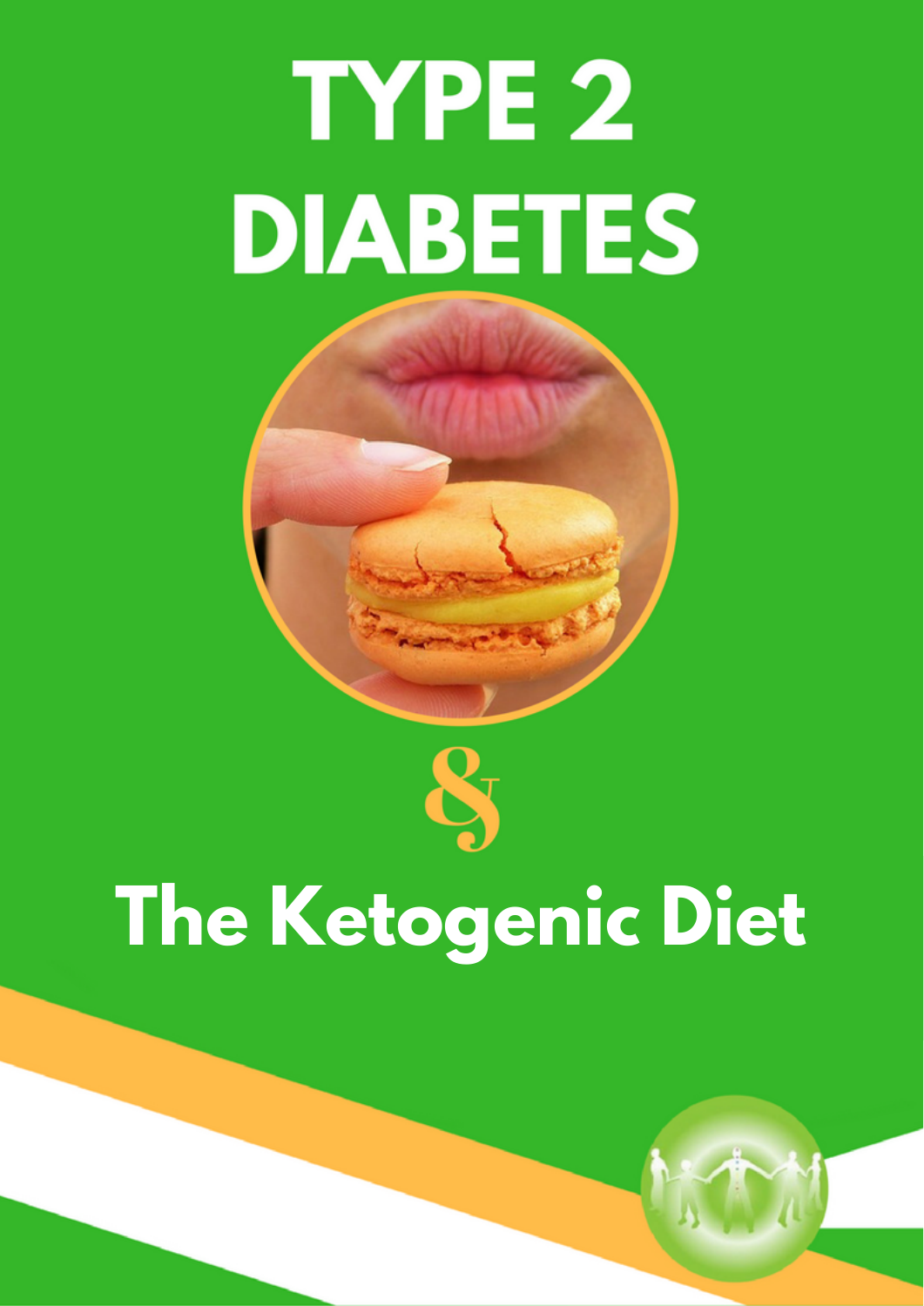# TYPE 2 DIABETES

&

# The Ketogenic Diet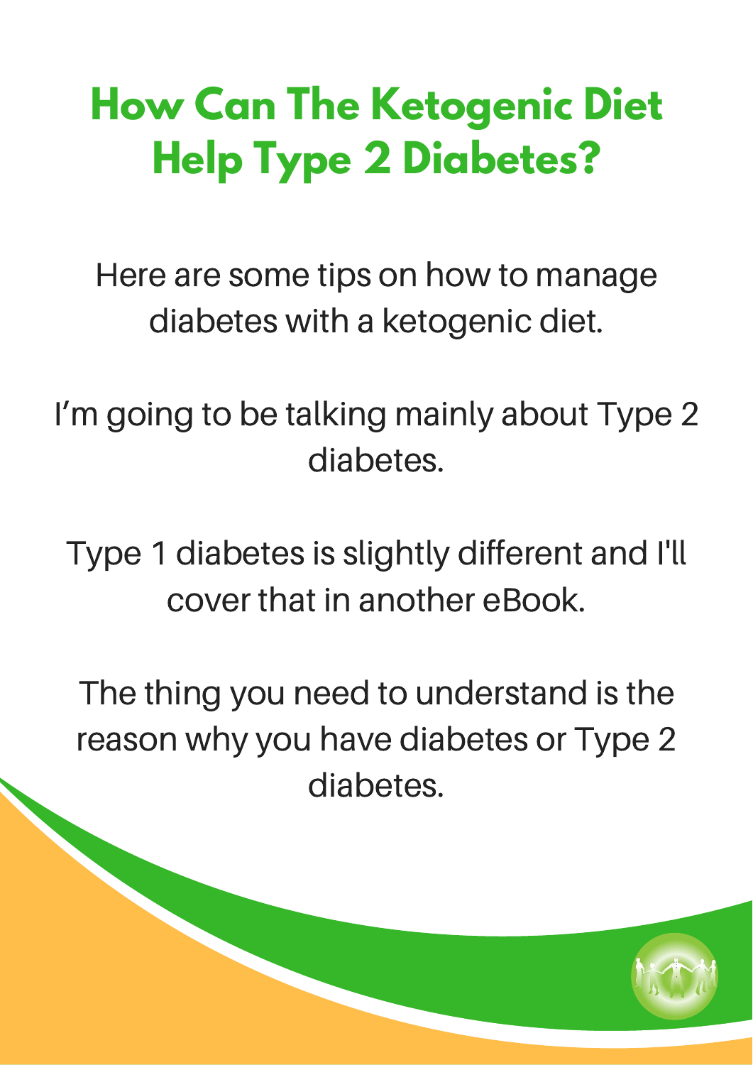# How Can The Ketogenic Diet Help Type 2 Diabetes?

Here are some tips on how to manage diabetes with a ketogenic diet.

I’m going to be talking mainly about Type 2 diabetes.

Type 1 diabetes is slightly different and I'll cover that in another eBook.

The thing you need to understand is the reason why you have diabetes or Type 2 diabetes.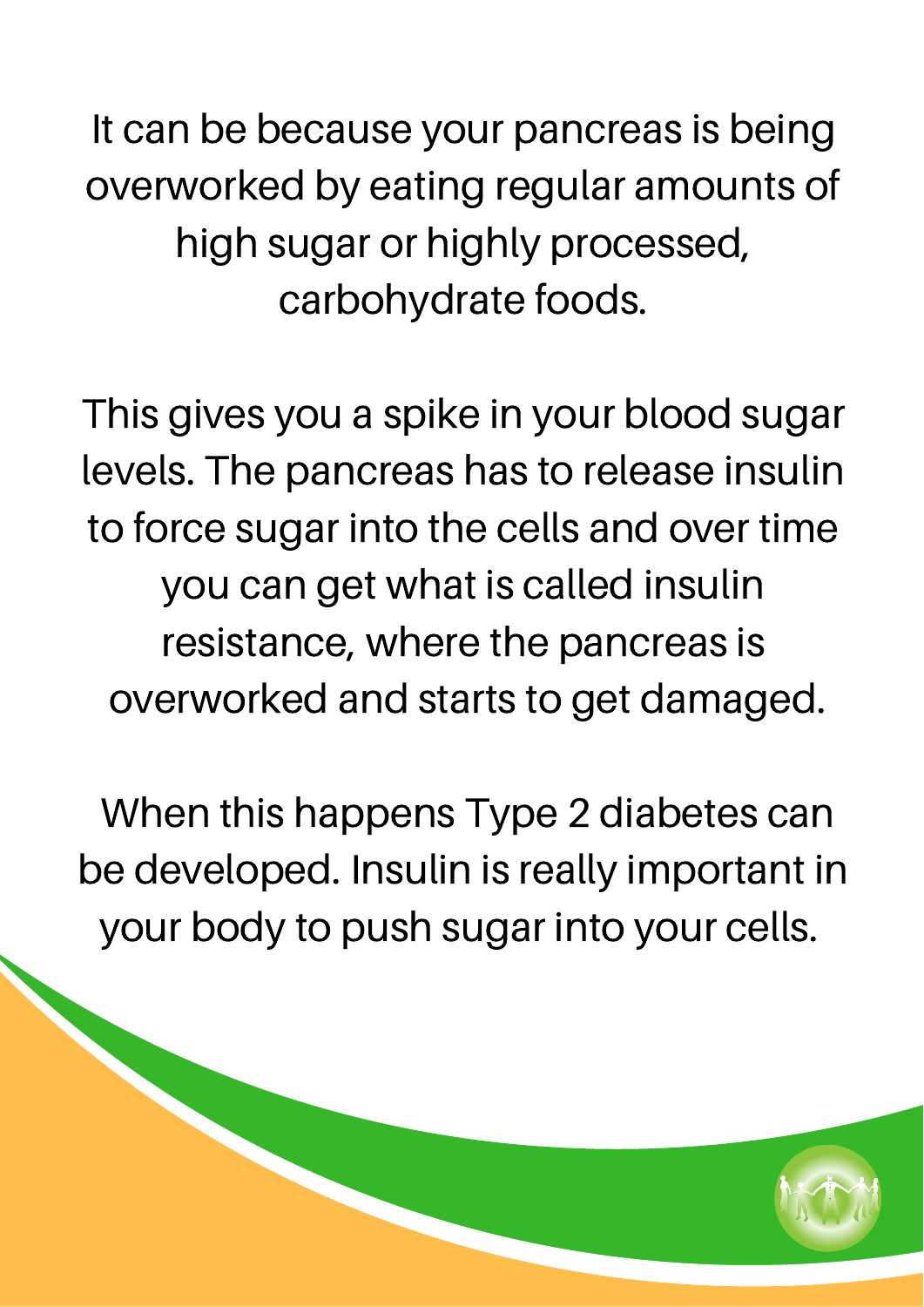It can be because your pancreas is being overworked by eating regular amounts of high sugar or highly processed, carbohydrate foods.

This gives you a spike in your blood sugar levels. The pancreas has to release insulin to force sugar into the cells and over time you can get what is called insulin resistance, where the pancreas is overworked and starts to get damaged.

When this happens Type 2 diabetes can be developed. Insulin is really important in your body to push sugar into your cells.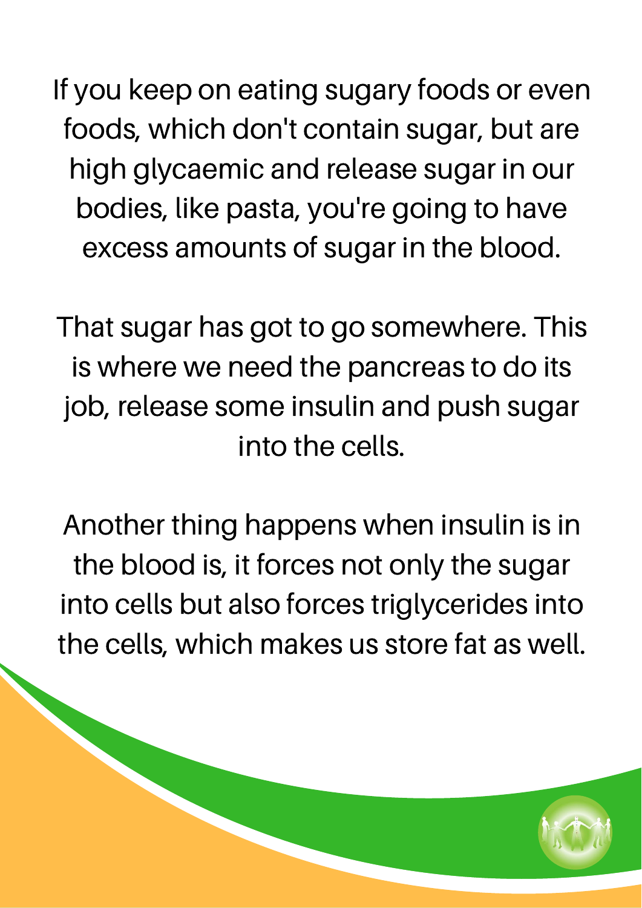If you keep on eating sugary foods or even foods, which don't contain sugar, but are high glycaemic and release sugar in our bodies, like pasta, you're going to have excess amounts of sugar in the blood.

That sugar has got to go somewhere. This is where we need the pancreas to do its job, release some insulin and push sugar into the cells.

Another thing happens when insulin is in the blood is, it forces not only the sugar into cells but also forces triglycerides into the cells, which makes us store fat as well.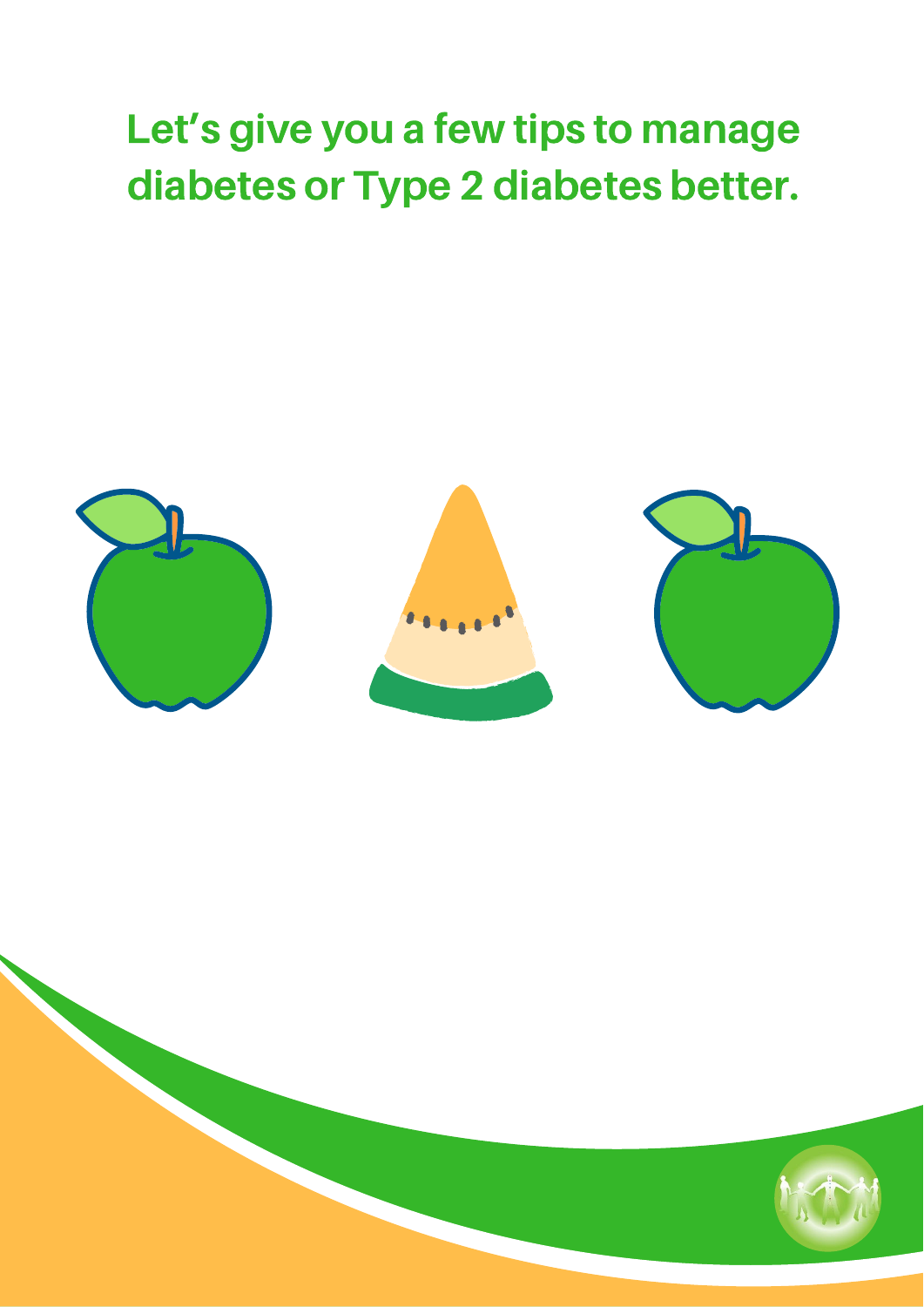# Let's give you a few tips to manage diabetes or Type 2 diabetes better.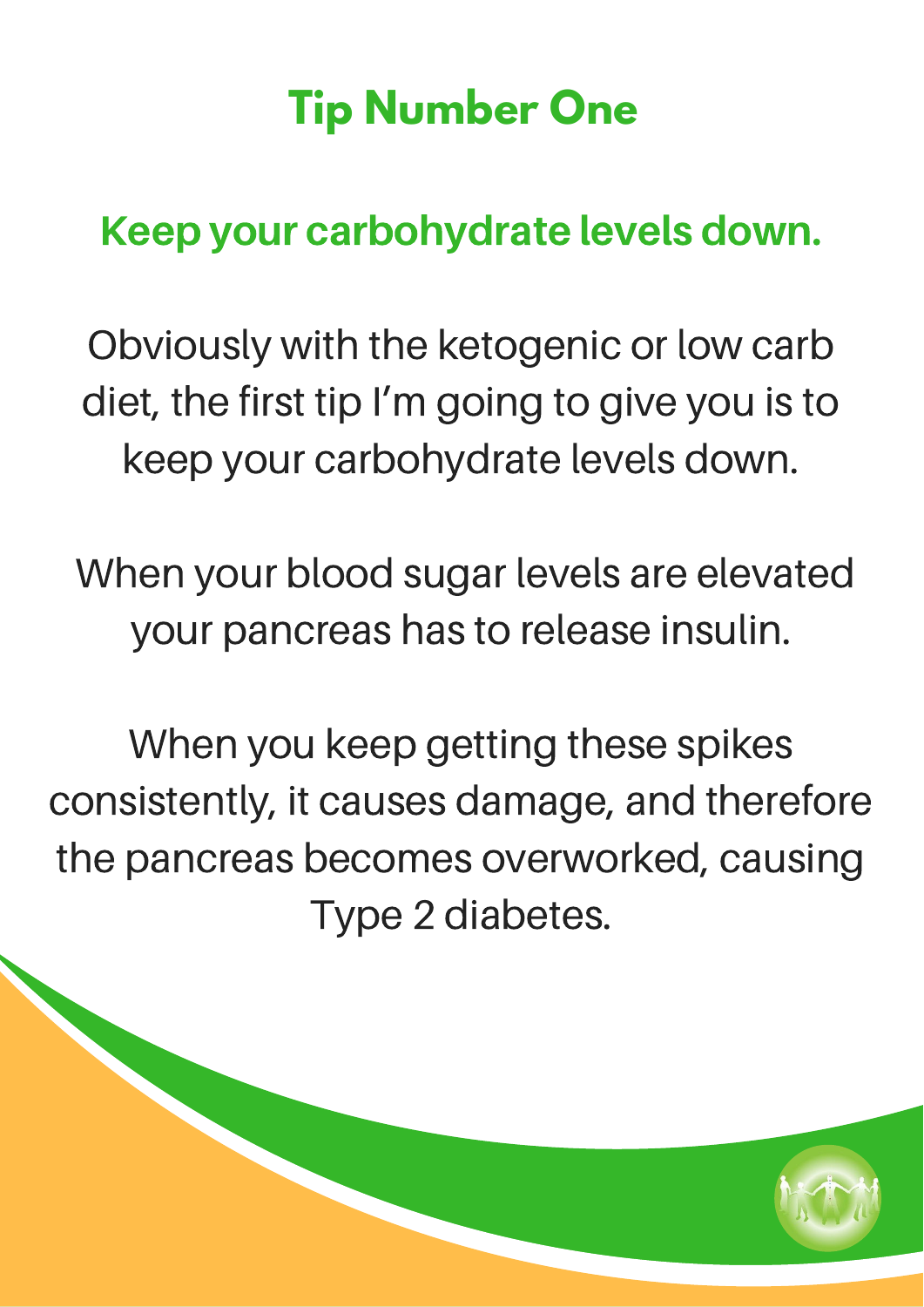# Tip Number One

## Keep your carbohydrate levels down.

Obviously with the ketogenic or low carb diet, the first tip I'm going to give you is to keep your carbohydrate levels down.

When your blood sugar levels are elevated your pancreas has to release insulin.

When you keep getting these spikes consistently, it causes damage, and therefore the pancreas becomes overworked, causing Type 2 diabetes.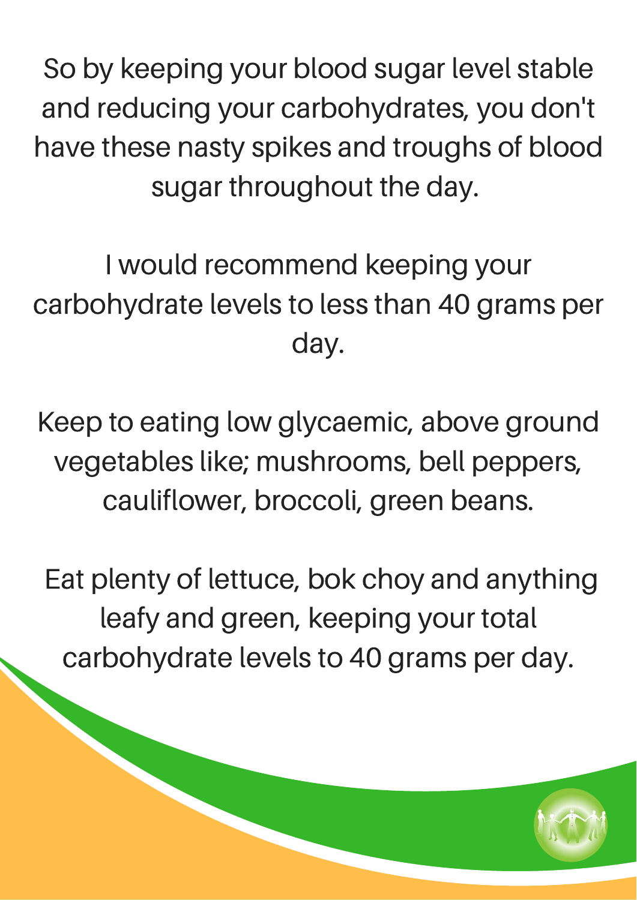So by keeping your blood sugar level stable and reducing your carbohydrates, you don't have these nasty spikes and troughs of blood sugar throughout the day.

I would recommend keeping your carbohydrate levels to less than 40 grams per day.

Keep to eating low glycaemic, above ground vegetables like; mushrooms, bell peppers, cauliflower, broccoli, green beans.

Eat plenty of lettuce, bok choy and anything leafy and green, keeping your total carbohydrate levels to 40 grams per day.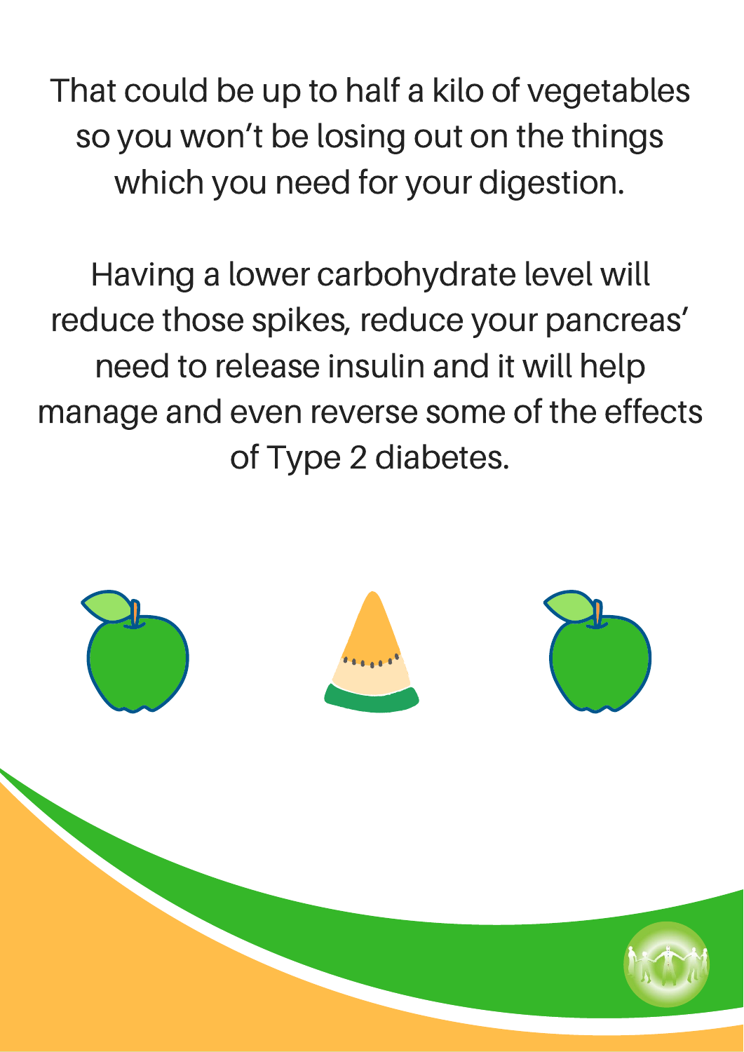That could be up to half a kilo of vegetables so you won't be losing out on the things which you need for your digestion.

Having a lower carbohydrate level will reduce those spikes, reduce your pancreas' need to release insulin and it will help manage and even reverse some of the effects of Type 2 diabetes.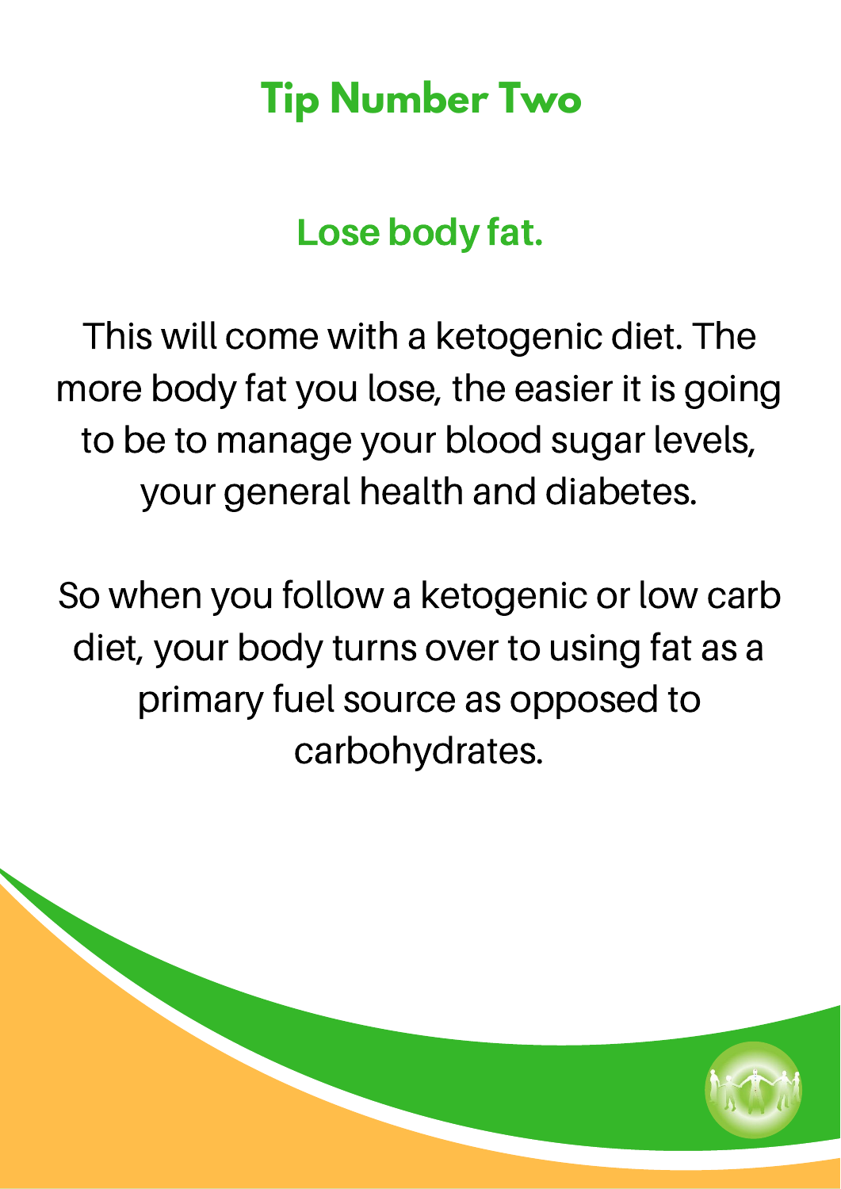## Tip Number Two

### Lose body fat.

This will come with a ketogenic diet. The more body fat you lose, the easier it is going to be to manage your blood sugar levels, your general health and diabetes.

So when you follow a ketogenic or low carb diet, your body turns over to using fat as a primary fuel source as opposed to carbohydrates.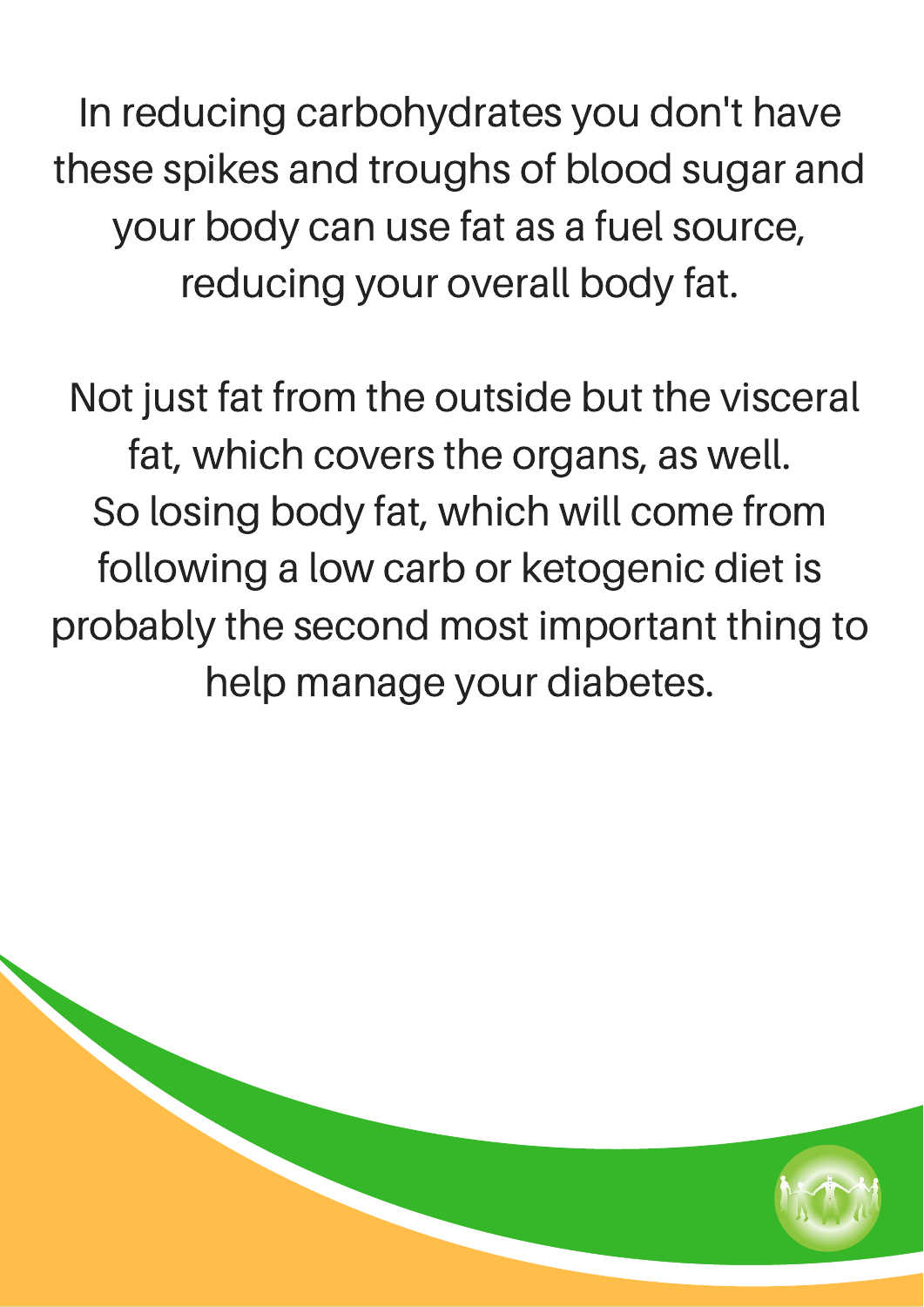In reducing carbohydrates you don't have these spikes and troughs of blood sugar and your body can use fat as a fuel source, reducing your overall body fat.

Not just fat from the outside but the visceral fat, which covers the organs, as well. So losing body fat, which will come from following a low carb or ketogenic diet is probably the second most important thing to help manage your diabetes.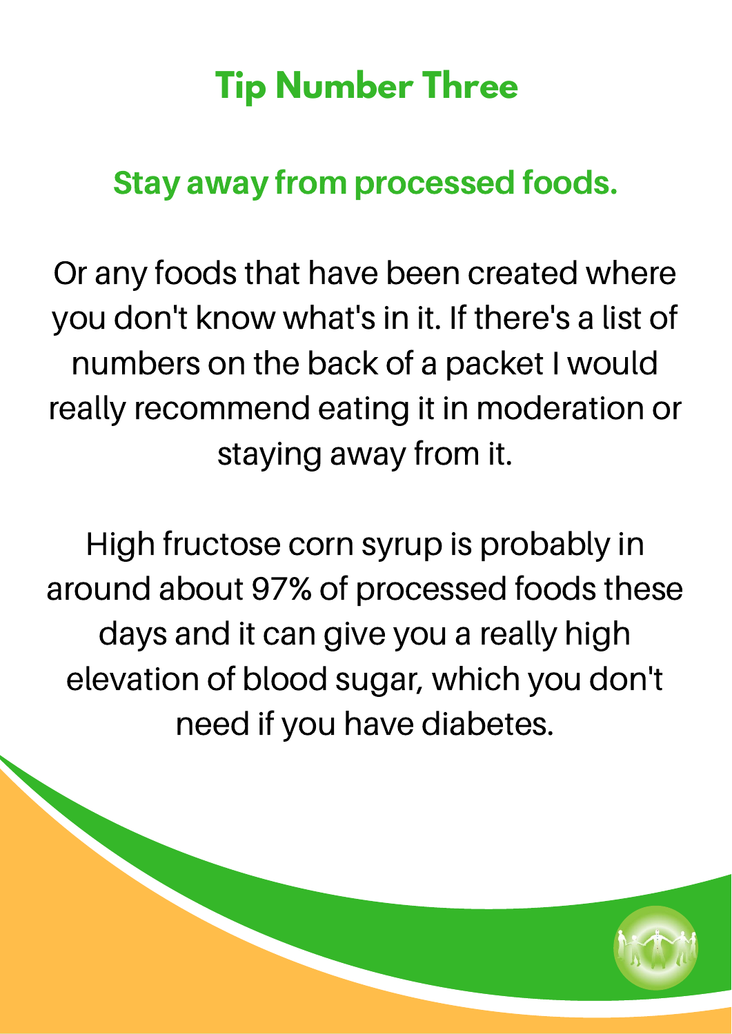# Tip Number Three

## Stay away from processed foods.

Or any foods that have been created where you don't know what's in it. If there's a list of numbers on the back of a packet I would really recommend eating it in moderation or staying away from it.

High fructose corn syrup is probably in around about 97% of processed foods these days and it can give you a really high elevation of blood sugar, which you don't need if you have diabetes.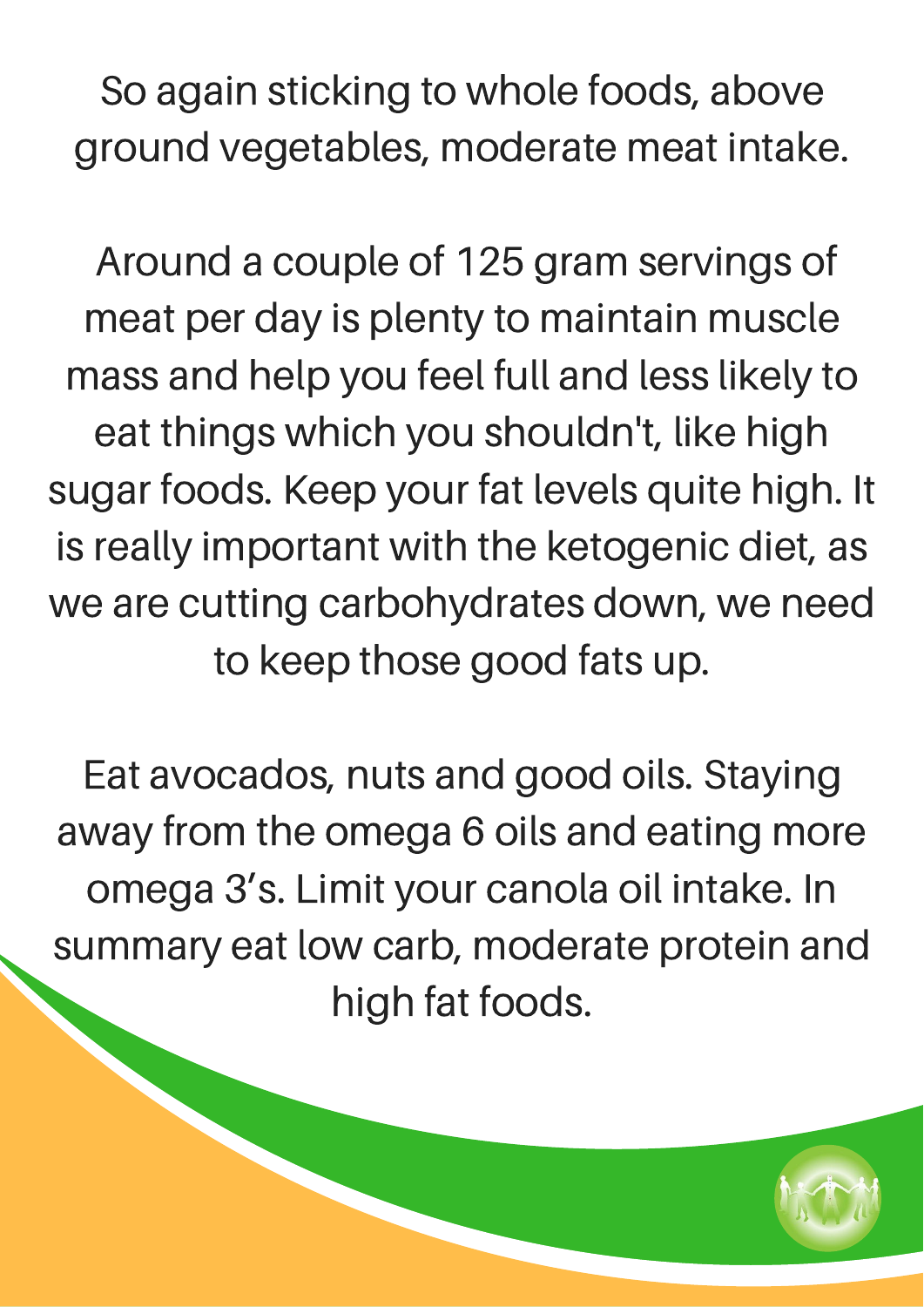So again sticking to whole foods, above ground vegetables, moderate meat intake.

Around a couple of 125 gram servings of meat per day is plenty to maintain muscle mass and help you feel full and less likely to eat things which you shouldn't, like high sugar foods. Keep your fat levels quite high. It is really important with the ketogenic diet, as we are cutting carbohydrates down, we need to keep those good fats up.

Eat avocados, nuts and good oils. Staying away from the omega 6 oils and eating more omega 3's. Limit your canola oil intake. In summary eat low carb, moderate protein and high fat foods.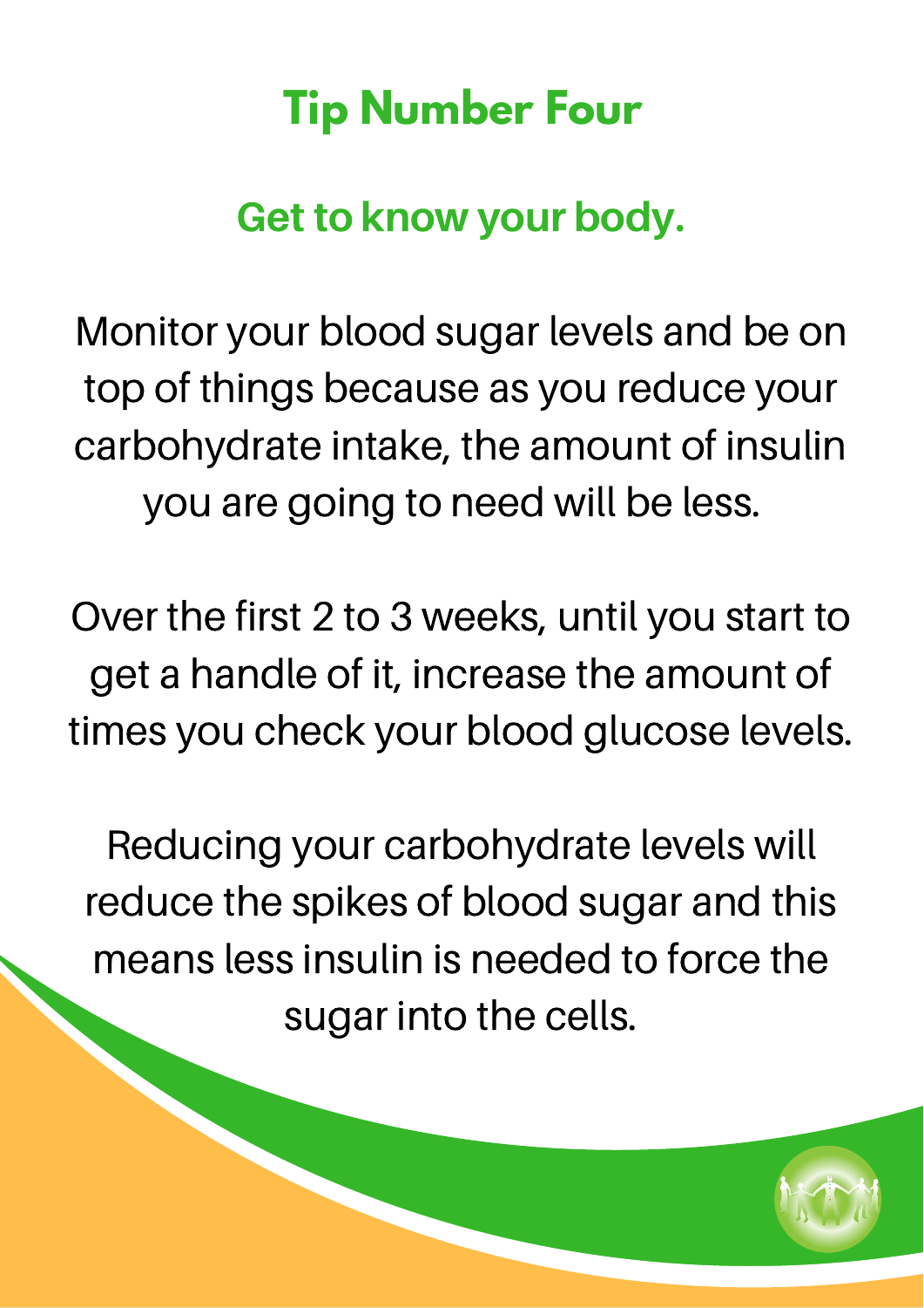# Tip Number Four

## Get to know your body.

Monitor your blood sugar levels and be on top of things because as you reduce your carbohydrate intake, the amount of insulin you are going to need will be less.

Over the first 2 to 3 weeks, until you start to get a handle of it, increase the amount of times you check your blood glucose levels.

Reducing your carbohydrate levels will reduce the spikes of blood sugar and this means less insulin is needed to force the sugar into the cells.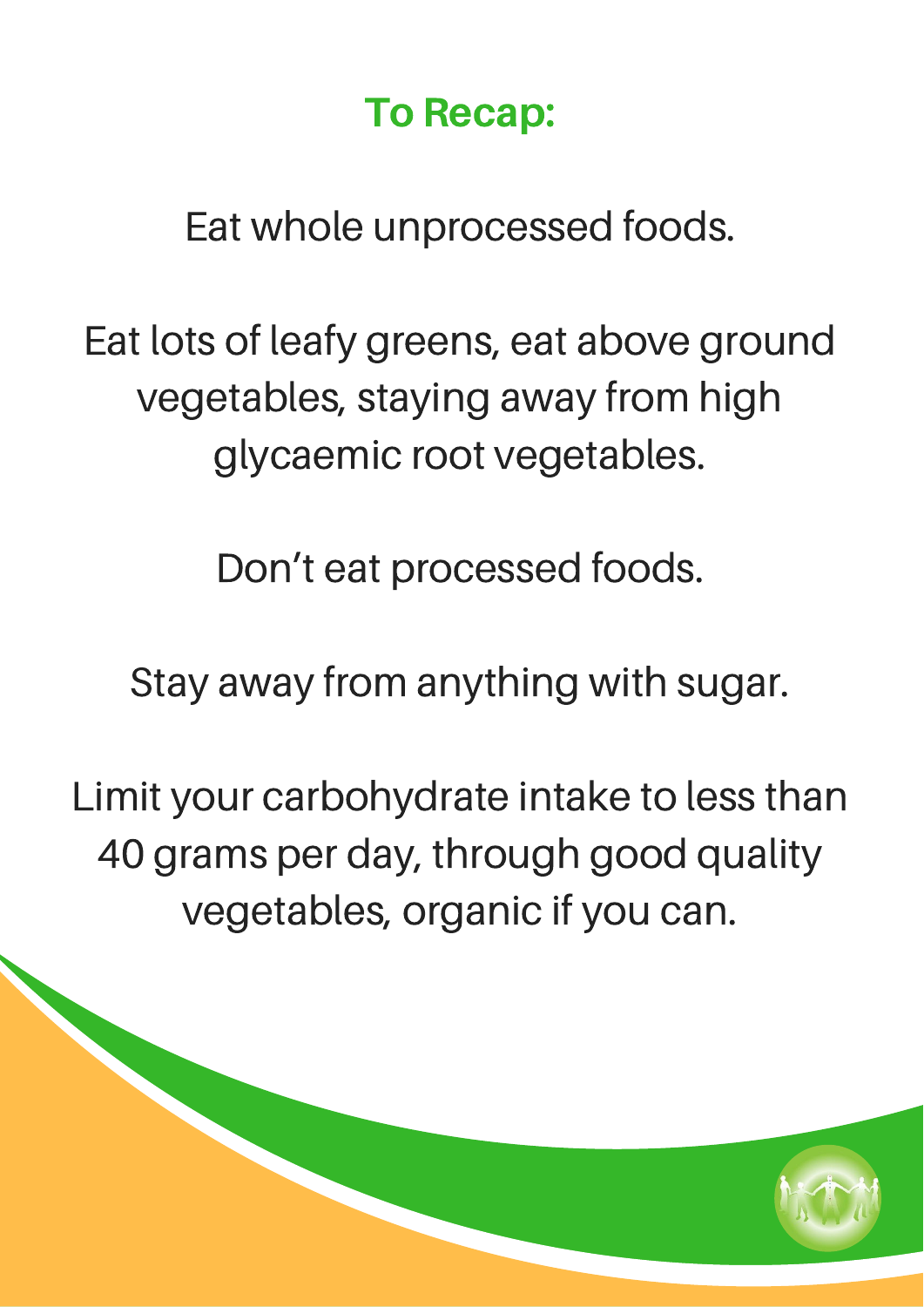## To Recap:

Eat whole unprocessed foods.

Eat lots of leafy greens, eat above ground vegetables, staying away from high glycaemic root vegetables.

Don't eat processed foods.

Stay away from anything with sugar.

Limit your carbohydrate intake to less than 40 grams per day, through good quality vegetables, organic if you can.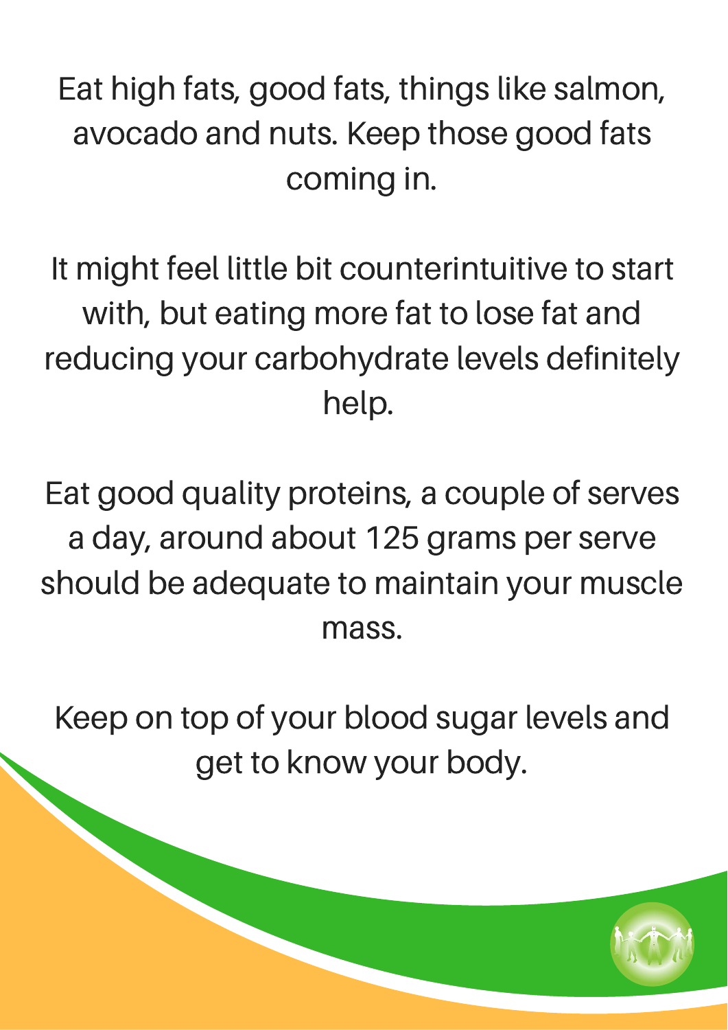Eat high fats, good fats, things like salmon, avocado and nuts. Keep those good fats coming in.

It might feel little bit counterintuitive to start with, but eating more fat to lose fat and reducing your carbohydrate levels definitely help.

Eat good quality proteins, a couple of serves a day, around about 125 grams per serve should be adequate to maintain your muscle mass.

Keep on top of your blood sugar levels and get to know your body.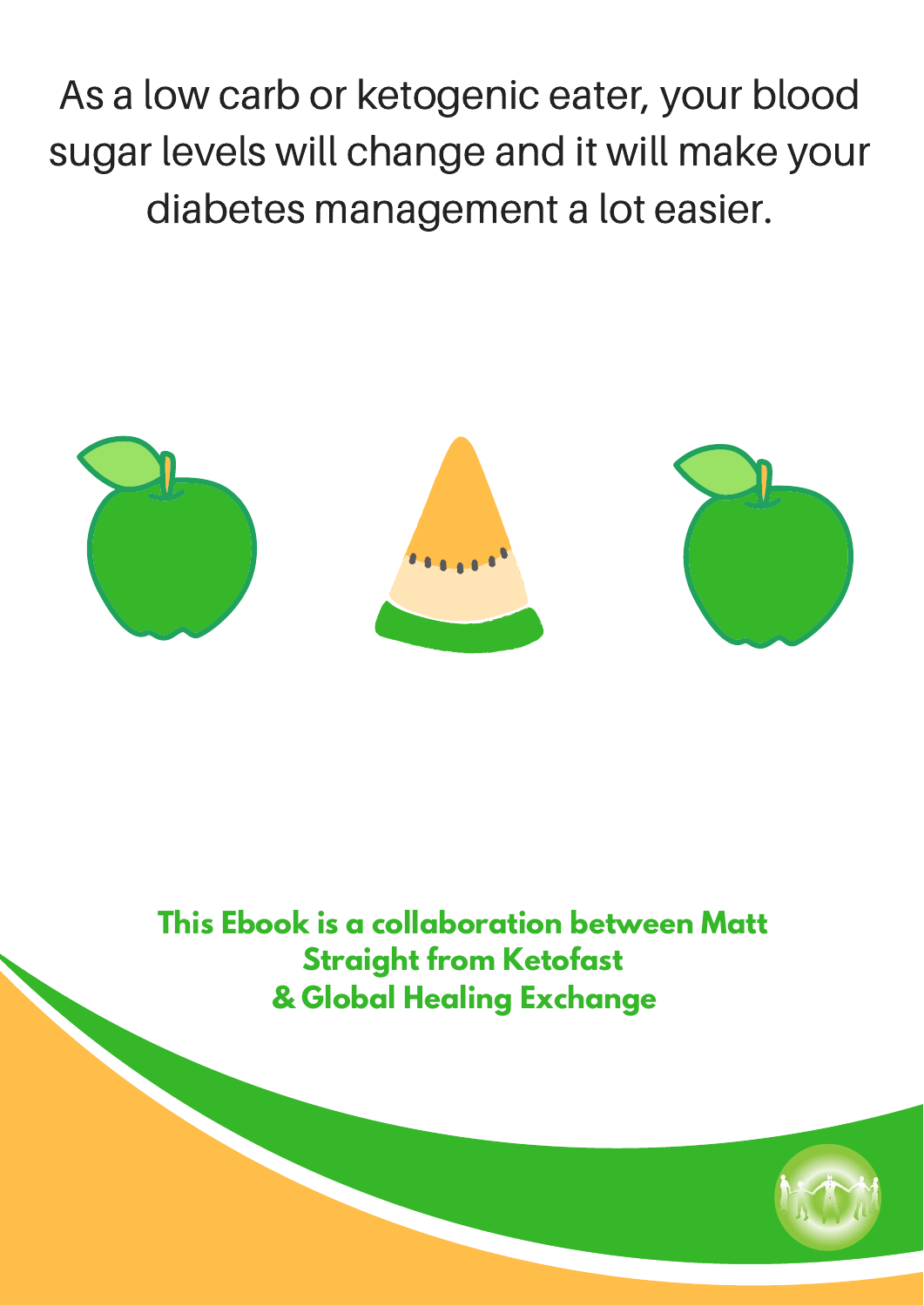As a low carb or ketogenic eater, your blood sugar levels will change and it will make your diabetes management a lot easier.

**This Ebook is a collaboration between Matt Straight from Ketofast & Global Healing Exchange**